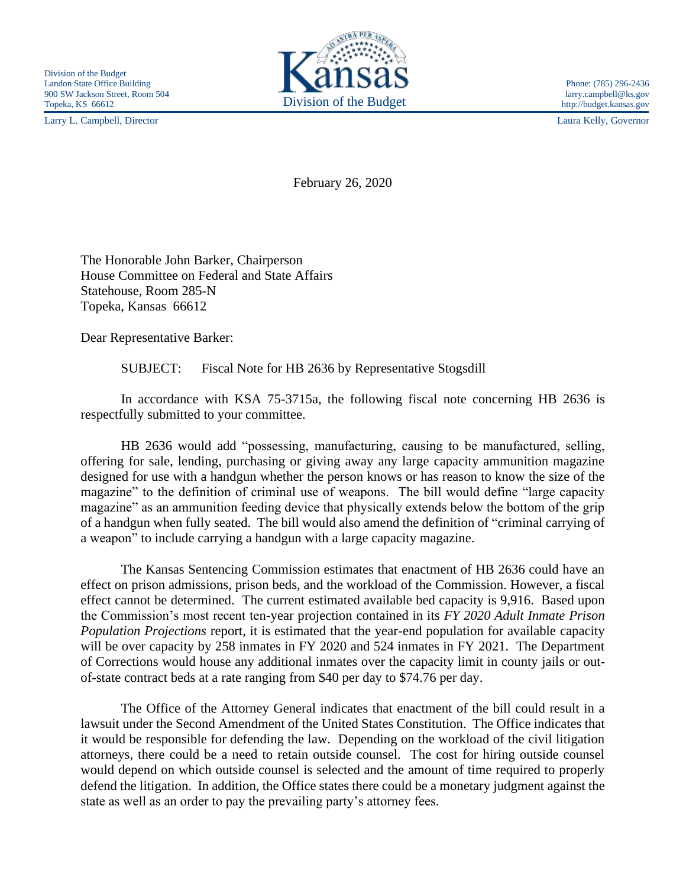Division of the Budget
Landon State Office Building
900 SW Jackson Street, Room 504
Topeka, KS 66612

Kansas
Division of the Budget

Phone: (785) 296-2436
larry.campbell@ks.gov
http://budget.kansas.gov

Larry L. Campbell, Director

Laura Kelly, Governor

February 26, 2020

The Honorable John Barker, Chairperson
House Committee on Federal and State Affairs
Statehouse, Room 285-N
Topeka, Kansas 66612

Dear Representative Barker:

SUBJECT: Fiscal Note for HB 2636 by Representative Stogsdill

In accordance with KSA 75-3715a, the following fiscal note concerning HB 2636 is respectfully submitted to your committee.

HB 2636 would add "possessing, manufacturing, causing to be manufactured, selling, offering for sale, lending, purchasing or giving away any large capacity ammunition magazine designed for use with a handgun whether the person knows or has reason to know the size of the magazine" to the definition of criminal use of weapons. The bill would define "large capacity magazine" as an ammunition feeding device that physically extends below the bottom of the grip of a handgun when fully seated. The bill would also amend the definition of "criminal carrying of a weapon" to include carrying a handgun with a large capacity magazine.

The Kansas Sentencing Commission estimates that enactment of HB 2636 could have an effect on prison admissions, prison beds, and the workload of the Commission. However, a fiscal effect cannot be determined. The current estimated available bed capacity is 9,916. Based upon the Commission's most recent ten-year projection contained in its *FY 2020 Adult Inmate Prison Population Projections* report, it is estimated that the year-end population for available capacity will be over capacity by 258 inmates in FY 2020 and 524 inmates in FY 2021. The Department of Corrections would house any additional inmates over the capacity limit in county jails or out-of-state contract beds at a rate ranging from $40 per day to $74.76 per day.

The Office of the Attorney General indicates that enactment of the bill could result in a lawsuit under the Second Amendment of the United States Constitution. The Office indicates that it would be responsible for defending the law. Depending on the workload of the civil litigation attorneys, there could be a need to retain outside counsel. The cost for hiring outside counsel would depend on which outside counsel is selected and the amount of time required to properly defend the litigation. In addition, the Office states there could be a monetary judgment against the state as well as an order to pay the prevailing party's attorney fees.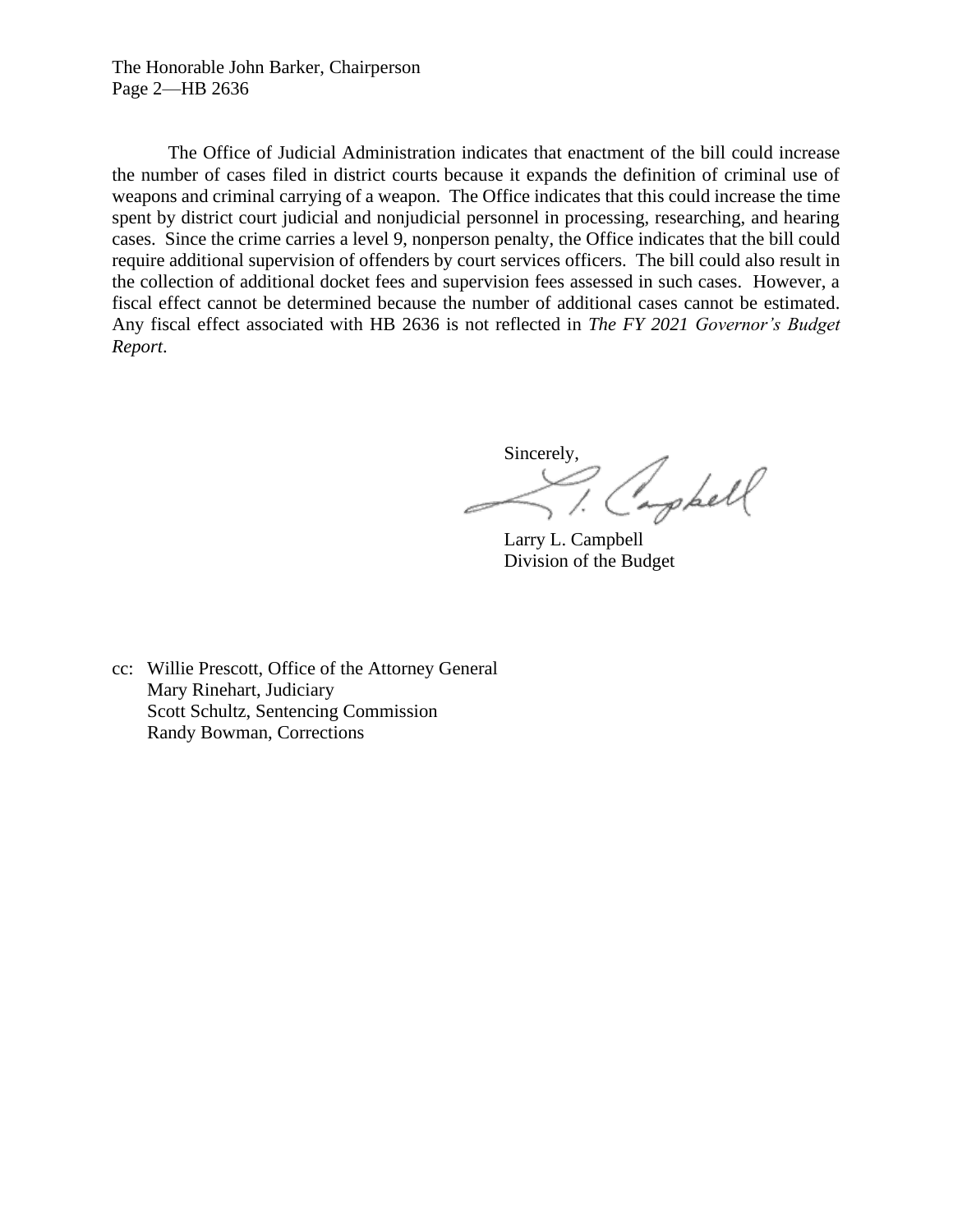The Office of Judicial Administration indicates that enactment of the bill could increase the number of cases filed in district courts because it expands the definition of criminal use of weapons and criminal carrying of a weapon. The Office indicates that this could increase the time spent by district court judicial and nonjudicial personnel in processing, researching, and hearing cases. Since the crime carries a level 9, nonperson penalty, the Office indicates that the bill could require additional supervision of offenders by court services officers. The bill could also result in the collection of additional docket fees and supervision fees assessed in such cases. However, a fiscal effect cannot be determined because the number of additional cases cannot be estimated. Any fiscal effect associated with HB 2636 is not reflected in *The FY 2021 Governor's Budget Report*.

Sincerely,

Larry L. Campbell
Division of the Budget

cc: Willie Prescott, Office of the Attorney General
Mary Rinehart, Judiciary
Scott Schultz, Sentencing Commission
Randy Bowman, Corrections